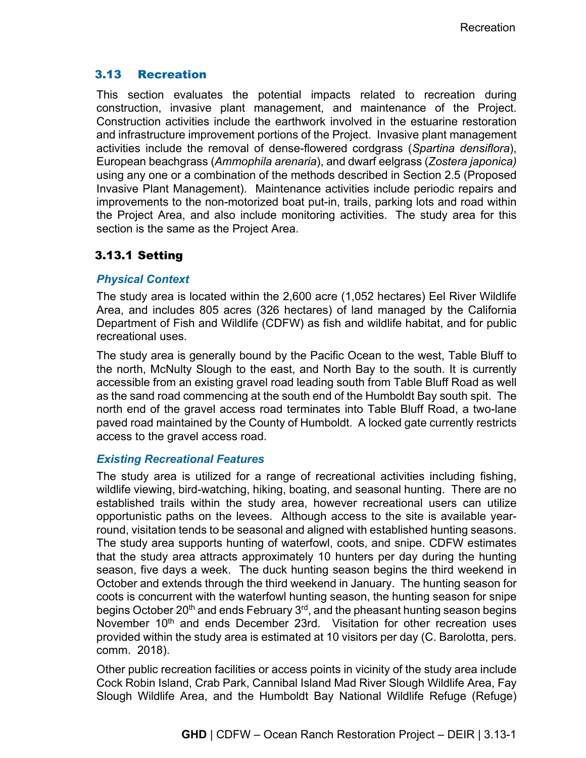## 3.13 Recreation

This section evaluates the potential impacts related to recreation during construction, invasive plant management, and maintenance of the Project. Construction activities include the earthwork involved in the estuarine restoration and infrastructure improvement portions of the Project. Invasive plant management activities include the removal of dense-flowered cordgrass (*Spartina densiflora*), European beachgrass (*Ammophila arenaria*), and dwarf eelgrass (*Zostera japonica)* using any one or a combination of the methods described in Section 2.5 (Proposed Invasive Plant Management). Maintenance activities include periodic repairs and improvements to the non-motorized boat put-in, trails, parking lots and road within the Project Area, and also include monitoring activities. The study area for this section is the same as the Project Area.

### 3.13.1 Setting

#### *Physical Context*

The study area is located within the 2,600 acre (1,052 hectares) Eel River Wildlife Area, and includes 805 acres (326 hectares) of land managed by the California Department of Fish and Wildlife (CDFW) as fish and wildlife habitat, and for public recreational uses.

The study area is generally bound by the Pacific Ocean to the west, Table Bluff to the north, McNulty Slough to the east, and North Bay to the south. It is currently accessible from an existing gravel road leading south from Table Bluff Road as well as the sand road commencing at the south end of the Humboldt Bay south spit. The north end of the gravel access road terminates into Table Bluff Road, a two-lane paved road maintained by the County of Humboldt. A locked gate currently restricts access to the gravel access road.

#### *Existing Recreational Features*

The study area is utilized for a range of recreational activities including fishing, wildlife viewing, bird-watching, hiking, boating, and seasonal hunting. There are no established trails within the study area, however recreational users can utilize opportunistic paths on the levees. Although access to the site is available year-round, visitation tends to be seasonal and aligned with established hunting seasons. The study area supports hunting of waterfowl, coots, and snipe. CDFW estimates that the study area attracts approximately 10 hunters per day during the hunting season, five days a week. The duck hunting season begins the third weekend in October and extends through the third weekend in January. The hunting season for coots is concurrent with the waterfowl hunting season, the hunting season for snipe begins October 20th and ends February 3rd, and the pheasant hunting season begins November 10th and ends December 23rd. Visitation for other recreation uses provided within the study area is estimated at 10 visitors per day (C. Barolotta, pers. comm. 2018).

Other public recreation facilities or access points in vicinity of the study area include Cock Robin Island, Crab Park, Cannibal Island Mad River Slough Wildlife Area, Fay Slough Wildlife Area, and the Humboldt Bay National Wildlife Refuge (Refuge)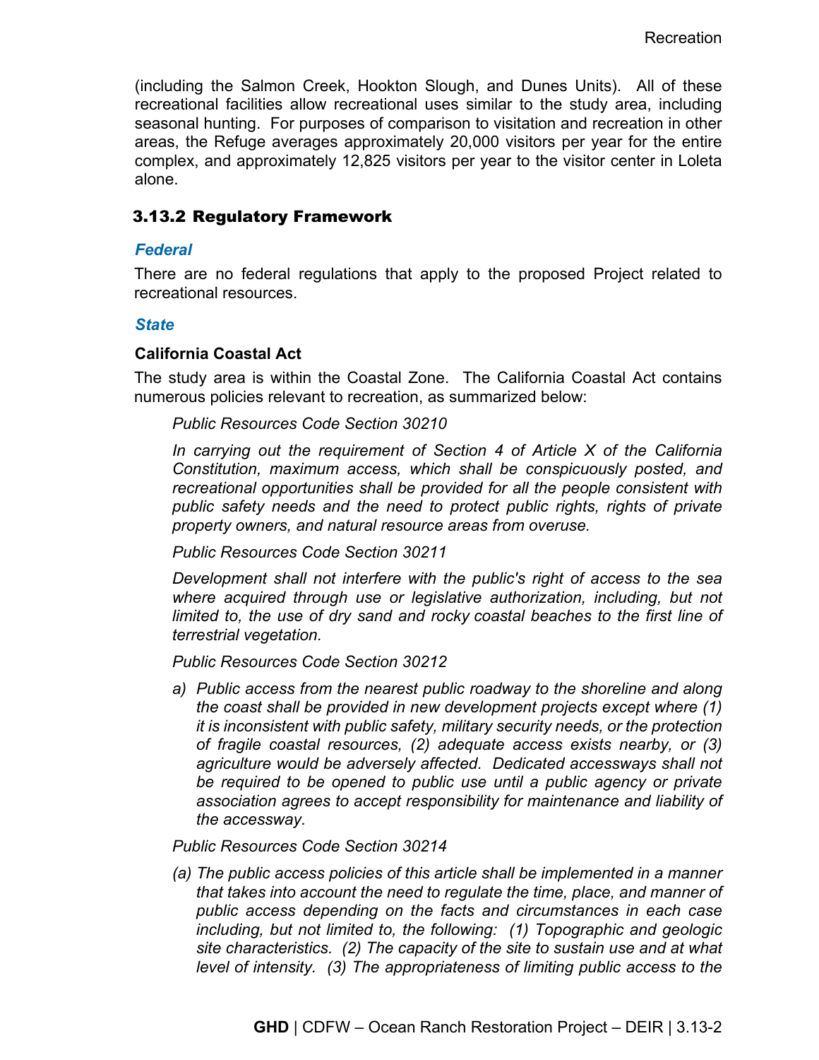(including the Salmon Creek, Hookton Slough, and Dunes Units). All of these recreational facilities allow recreational uses similar to the study area, including seasonal hunting. For purposes of comparison to visitation and recreation in other areas, the Refuge averages approximately 20,000 visitors per year for the entire complex, and approximately 12,825 visitors per year to the visitor center in Loleta alone.

## 3.13.2 Regulatory Framework

### *Federal*

There are no federal regulations that apply to the proposed Project related to recreational resources.

### *State*

**California Coastal Act**

The study area is within the Coastal Zone. The California Coastal Act contains numerous policies relevant to recreation, as summarized below:

> *Public Resources Code Section 30210*
>
> *In carrying out the requirement of Section 4 of Article X of the California Constitution, maximum access, which shall be conspicuously posted, and recreational opportunities shall be provided for all the people consistent with public safety needs and the need to protect public rights, rights of private property owners, and natural resource areas from overuse.*
>
> *Public Resources Code Section 30211*
>
> *Development shall not interfere with the public's right of access to the sea where acquired through use or legislative authorization, including, but not limited to, the use of dry sand and rocky coastal beaches to the first line of terrestrial vegetation.*
>
> *Public Resources Code Section 30212*
>
> *a) Public access from the nearest public roadway to the shoreline and along the coast shall be provided in new development projects except where (1) it is inconsistent with public safety, military security needs, or the protection of fragile coastal resources, (2) adequate access exists nearby, or (3) agriculture would be adversely affected. Dedicated accessways shall not be required to be opened to public use until a public agency or private association agrees to accept responsibility for maintenance and liability of the accessway.*
>
> *Public Resources Code Section 30214*
>
> *(a) The public access policies of this article shall be implemented in a manner that takes into account the need to regulate the time, place, and manner of public access depending on the facts and circumstances in each case including, but not limited to, the following: (1) Topographic and geologic site characteristics. (2) The capacity of the site to sustain use and at what level of intensity. (3) The appropriateness of limiting public access to the*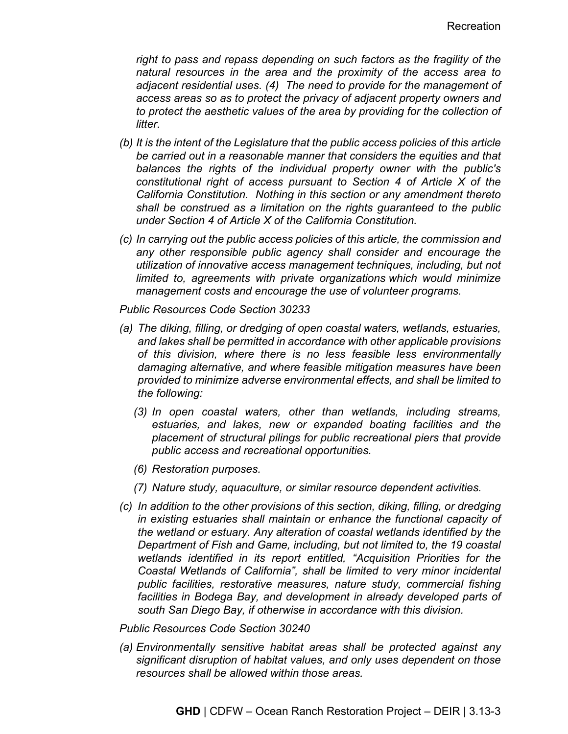*right to pass and repass depending on such factors as the fragility of the natural resources in the area and the proximity of the access area to adjacent residential uses. (4) The need to provide for the management of access areas so as to protect the privacy of adjacent property owners and to protect the aesthetic values of the area by providing for the collection of litter.*

*(b) It is the intent of the Legislature that the public access policies of this article be carried out in a reasonable manner that considers the equities and that balances the rights of the individual property owner with the public's constitutional right of access pursuant to Section 4 of Article X of the California Constitution. Nothing in this section or any amendment thereto shall be construed as a limitation on the rights guaranteed to the public under Section 4 of Article X of the California Constitution.*

*(c) In carrying out the public access policies of this article, the commission and any other responsible public agency shall consider and encourage the utilization of innovative access management techniques, including, but not limited to, agreements with private organizations which would minimize management costs and encourage the use of volunteer programs.*

*Public Resources Code Section 30233*

*(a) The diking, filling, or dredging of open coastal waters, wetlands, estuaries, and lakes shall be permitted in accordance with other applicable provisions of this division, where there is no less feasible less environmentally damaging alternative, and where feasible mitigation measures have been provided to minimize adverse environmental effects, and shall be limited to the following:*

*(3) In open coastal waters, other than wetlands, including streams, estuaries, and lakes, new or expanded boating facilities and the placement of structural pilings for public recreational piers that provide public access and recreational opportunities.*

*(6) Restoration purposes.*

*(7) Nature study, aquaculture, or similar resource dependent activities.*

*(c) In addition to the other provisions of this section, diking, filling, or dredging in existing estuaries shall maintain or enhance the functional capacity of the wetland or estuary. Any alteration of coastal wetlands identified by the Department of Fish and Game, including, but not limited to, the 19 coastal wetlands identified in its report entitled, "Acquisition Priorities for the Coastal Wetlands of California", shall be limited to very minor incidental public facilities, restorative measures, nature study, commercial fishing facilities in Bodega Bay, and development in already developed parts of south San Diego Bay, if otherwise in accordance with this division.*

*Public Resources Code Section 30240*

*(a) Environmentally sensitive habitat areas shall be protected against any significant disruption of habitat values, and only uses dependent on those resources shall be allowed within those areas.*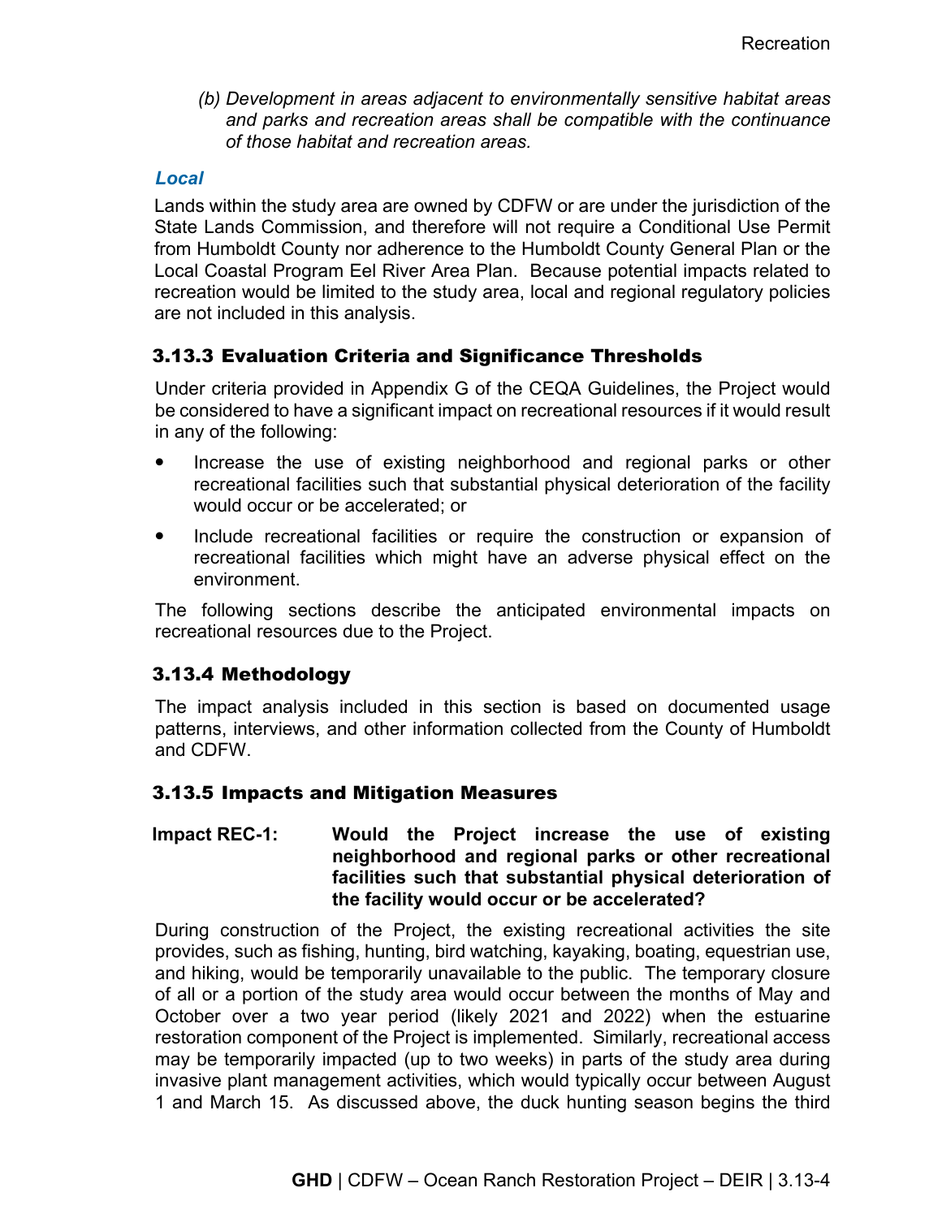*(b) Development in areas adjacent to environmentally sensitive habitat areas and parks and recreation areas shall be compatible with the continuance of those habitat and recreation areas.*

#### *Local*

Lands within the study area are owned by CDFW or are under the jurisdiction of the State Lands Commission, and therefore will not require a Conditional Use Permit from Humboldt County nor adherence to the Humboldt County General Plan or the Local Coastal Program Eel River Area Plan. Because potential impacts related to recreation would be limited to the study area, local and regional regulatory policies are not included in this analysis.

### 3.13.3 Evaluation Criteria and Significance Thresholds

Under criteria provided in Appendix G of the CEQA Guidelines, the Project would be considered to have a significant impact on recreational resources if it would result in any of the following:

- Increase the use of existing neighborhood and regional parks or other recreational facilities such that substantial physical deterioration of the facility would occur or be accelerated; or
- Include recreational facilities or require the construction or expansion of recreational facilities which might have an adverse physical effect on the environment.

The following sections describe the anticipated environmental impacts on recreational resources due to the Project.

### 3.13.4 Methodology

The impact analysis included in this section is based on documented usage patterns, interviews, and other information collected from the County of Humboldt and CDFW.

### 3.13.5 Impacts and Mitigation Measures

**Impact REC-1: Would the Project increase the use of existing neighborhood and regional parks or other recreational facilities such that substantial physical deterioration of the facility would occur or be accelerated?**

During construction of the Project, the existing recreational activities the site provides, such as fishing, hunting, bird watching, kayaking, boating, equestrian use, and hiking, would be temporarily unavailable to the public. The temporary closure of all or a portion of the study area would occur between the months of May and October over a two year period (likely 2021 and 2022) when the estuarine restoration component of the Project is implemented. Similarly, recreational access may be temporarily impacted (up to two weeks) in parts of the study area during invasive plant management activities, which would typically occur between August 1 and March 15. As discussed above, the duck hunting season begins the third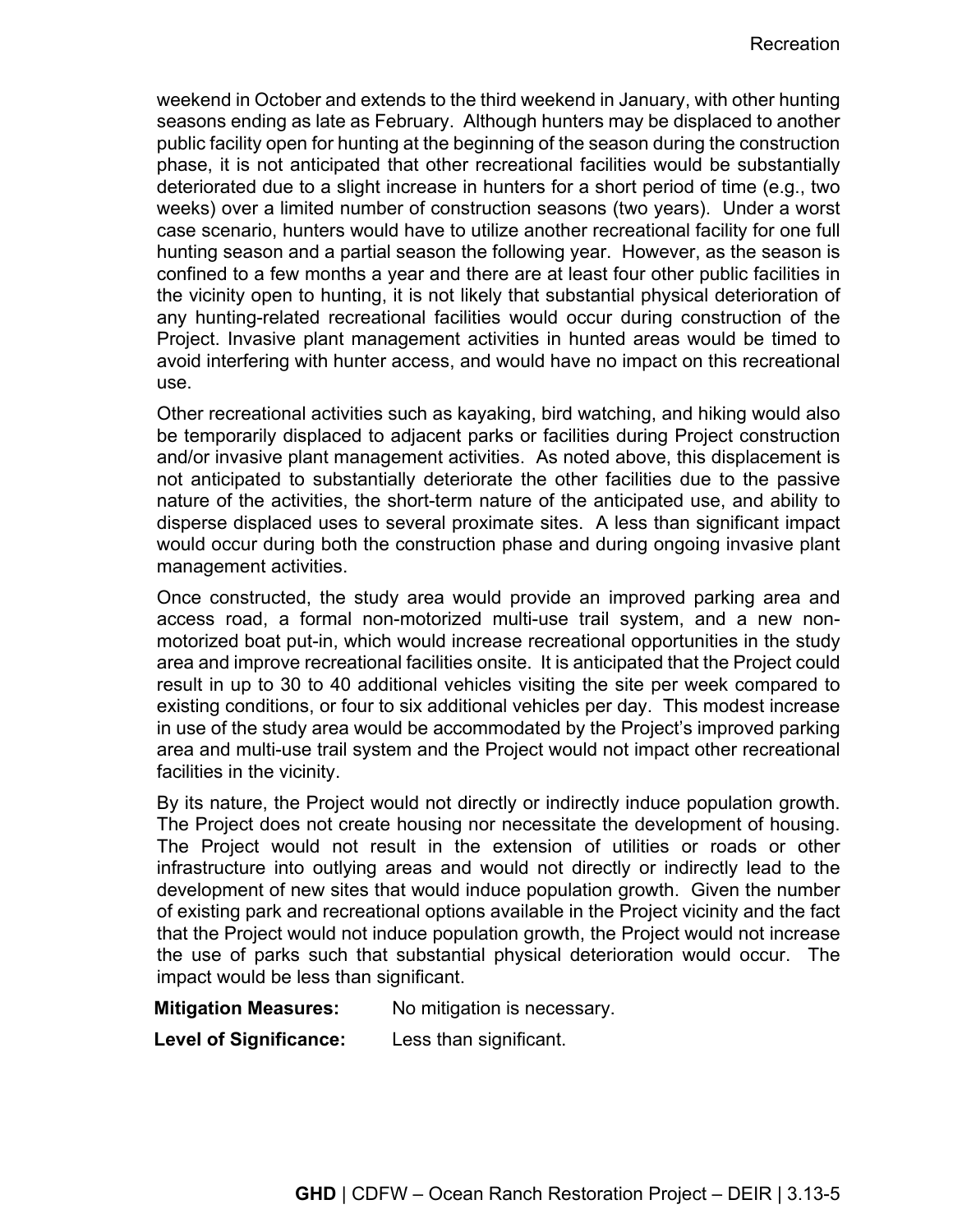weekend in October and extends to the third weekend in January, with other hunting seasons ending as late as February. Although hunters may be displaced to another public facility open for hunting at the beginning of the season during the construction phase, it is not anticipated that other recreational facilities would be substantially deteriorated due to a slight increase in hunters for a short period of time (e.g., two weeks) over a limited number of construction seasons (two years). Under a worst case scenario, hunters would have to utilize another recreational facility for one full hunting season and a partial season the following year. However, as the season is confined to a few months a year and there are at least four other public facilities in the vicinity open to hunting, it is not likely that substantial physical deterioration of any hunting-related recreational facilities would occur during construction of the Project. Invasive plant management activities in hunted areas would be timed to avoid interfering with hunter access, and would have no impact on this recreational use.

Other recreational activities such as kayaking, bird watching, and hiking would also be temporarily displaced to adjacent parks or facilities during Project construction and/or invasive plant management activities. As noted above, this displacement is not anticipated to substantially deteriorate the other facilities due to the passive nature of the activities, the short-term nature of the anticipated use, and ability to disperse displaced uses to several proximate sites. A less than significant impact would occur during both the construction phase and during ongoing invasive plant management activities.

Once constructed, the study area would provide an improved parking area and access road, a formal non-motorized multi-use trail system, and a new non-motorized boat put-in, which would increase recreational opportunities in the study area and improve recreational facilities onsite. It is anticipated that the Project could result in up to 30 to 40 additional vehicles visiting the site per week compared to existing conditions, or four to six additional vehicles per day. This modest increase in use of the study area would be accommodated by the Project's improved parking area and multi-use trail system and the Project would not impact other recreational facilities in the vicinity.

By its nature, the Project would not directly or indirectly induce population growth. The Project does not create housing nor necessitate the development of housing. The Project would not result in the extension of utilities or roads or other infrastructure into outlying areas and would not directly or indirectly lead to the development of new sites that would induce population growth. Given the number of existing park and recreational options available in the Project vicinity and the fact that the Project would not induce population growth, the Project would not increase the use of parks such that substantial physical deterioration would occur. The impact would be less than significant.

**Mitigation Measures:** No mitigation is necessary.

**Level of Significance:** Less than significant.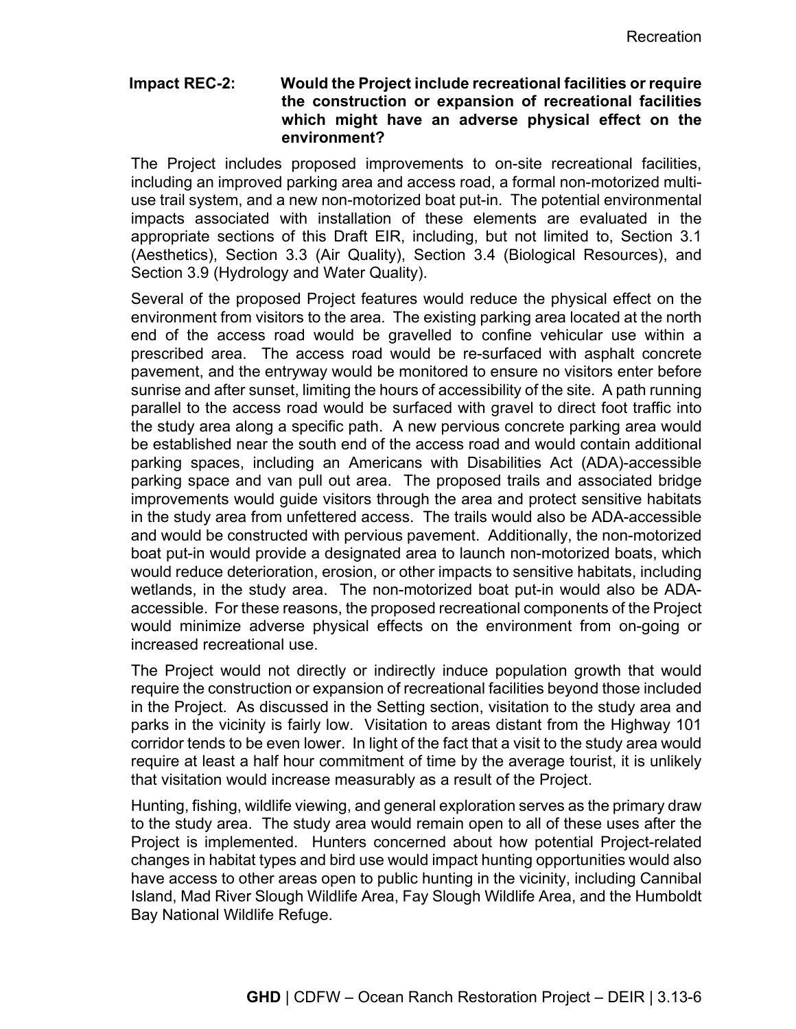**Impact REC-2: Would the Project include recreational facilities or require the construction or expansion of recreational facilities which might have an adverse physical effect on the environment?**

The Project includes proposed improvements to on-site recreational facilities, including an improved parking area and access road, a formal non-motorized multi-use trail system, and a new non-motorized boat put-in. The potential environmental impacts associated with installation of these elements are evaluated in the appropriate sections of this Draft EIR, including, but not limited to, Section 3.1 (Aesthetics), Section 3.3 (Air Quality), Section 3.4 (Biological Resources), and Section 3.9 (Hydrology and Water Quality).

Several of the proposed Project features would reduce the physical effect on the environment from visitors to the area. The existing parking area located at the north end of the access road would be gravelled to confine vehicular use within a prescribed area. The access road would be re-surfaced with asphalt concrete pavement, and the entryway would be monitored to ensure no visitors enter before sunrise and after sunset, limiting the hours of accessibility of the site. A path running parallel to the access road would be surfaced with gravel to direct foot traffic into the study area along a specific path. A new pervious concrete parking area would be established near the south end of the access road and would contain additional parking spaces, including an Americans with Disabilities Act (ADA)-accessible parking space and van pull out area. The proposed trails and associated bridge improvements would guide visitors through the area and protect sensitive habitats in the study area from unfettered access. The trails would also be ADA-accessible and would be constructed with pervious pavement. Additionally, the non-motorized boat put-in would provide a designated area to launch non-motorized boats, which would reduce deterioration, erosion, or other impacts to sensitive habitats, including wetlands, in the study area. The non-motorized boat put-in would also be ADA-accessible. For these reasons, the proposed recreational components of the Project would minimize adverse physical effects on the environment from on-going or increased recreational use.

The Project would not directly or indirectly induce population growth that would require the construction or expansion of recreational facilities beyond those included in the Project. As discussed in the Setting section, visitation to the study area and parks in the vicinity is fairly low. Visitation to areas distant from the Highway 101 corridor tends to be even lower. In light of the fact that a visit to the study area would require at least a half hour commitment of time by the average tourist, it is unlikely that visitation would increase measurably as a result of the Project.

Hunting, fishing, wildlife viewing, and general exploration serves as the primary draw to the study area. The study area would remain open to all of these uses after the Project is implemented. Hunters concerned about how potential Project-related changes in habitat types and bird use would impact hunting opportunities would also have access to other areas open to public hunting in the vicinity, including Cannibal Island, Mad River Slough Wildlife Area, Fay Slough Wildlife Area, and the Humboldt Bay National Wildlife Refuge.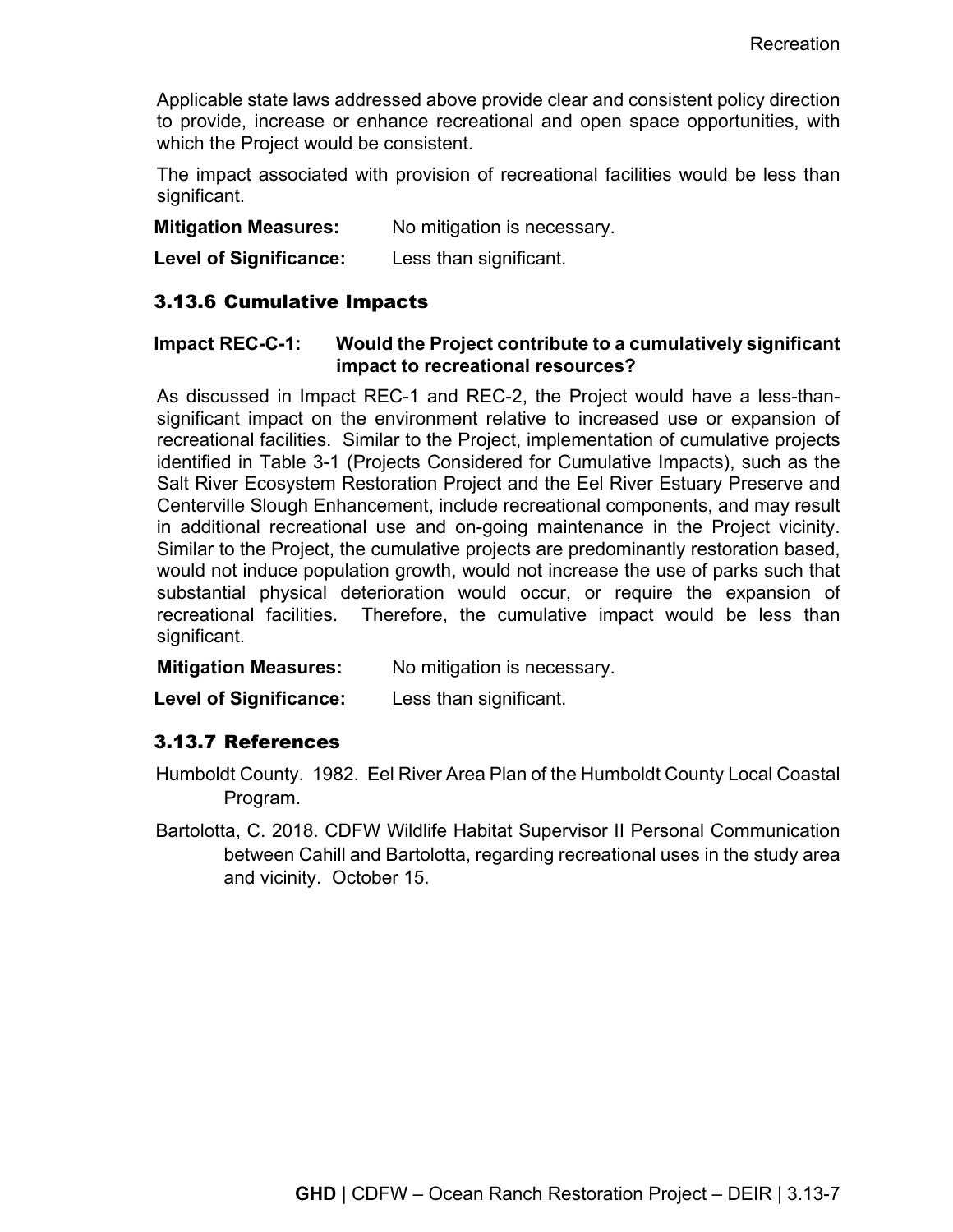Applicable state laws addressed above provide clear and consistent policy direction to provide, increase or enhance recreational and open space opportunities, with which the Project would be consistent.

The impact associated with provision of recreational facilities would be less than significant.

**Mitigation Measures:** No mitigation is necessary.

**Level of Significance:** Less than significant.

### 3.13.6 Cumulative Impacts

**Impact REC-C-1: Would the Project contribute to a cumulatively significant impact to recreational resources?**

As discussed in Impact REC-1 and REC-2, the Project would have a less-than-significant impact on the environment relative to increased use or expansion of recreational facilities. Similar to the Project, implementation of cumulative projects identified in Table 3-1 (Projects Considered for Cumulative Impacts), such as the Salt River Ecosystem Restoration Project and the Eel River Estuary Preserve and Centerville Slough Enhancement, include recreational components, and may result in additional recreational use and on-going maintenance in the Project vicinity. Similar to the Project, the cumulative projects are predominantly restoration based, would not induce population growth, would not increase the use of parks such that substantial physical deterioration would occur, or require the expansion of recreational facilities. Therefore, the cumulative impact would be less than significant.

**Mitigation Measures:** No mitigation is necessary.

**Level of Significance:** Less than significant.

### 3.13.7 References

Humboldt County. 1982. Eel River Area Plan of the Humboldt County Local Coastal Program.

Bartolotta, C. 2018. CDFW Wildlife Habitat Supervisor II Personal Communication between Cahill and Bartolotta, regarding recreational uses in the study area and vicinity. October 15.